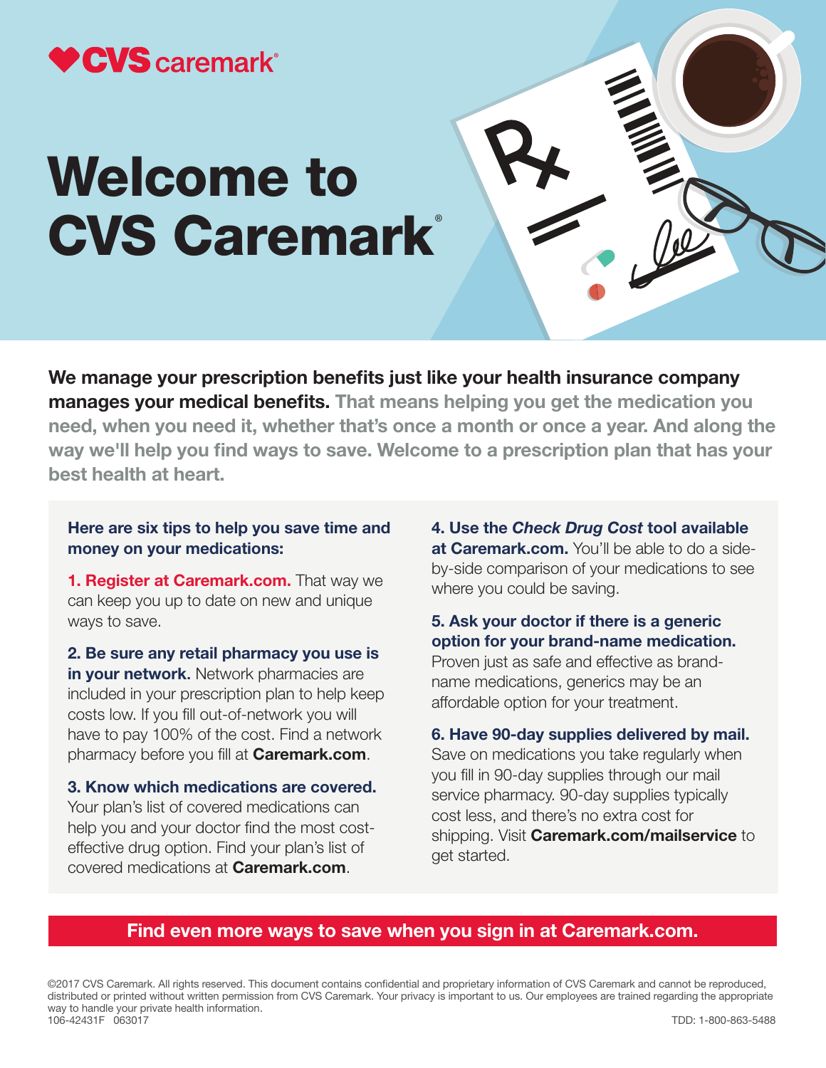CVS caremark®

# Welcome to CVS Caremark®

**We manage your prescription benefits just like your health insurance company manages your medical benefits.** That means helping you get the medication you need, when you need it, whether that's once a month or once a year. And along the way we'll help you find ways to save. Welcome to a prescription plan that has your best health at heart.

**Here are six tips to help you save time and money on your medications:**

**1. Register at Caremark.com.** That way we can keep you up to date on new and unique ways to save.

**2. Be sure any retail pharmacy you use is in your network.** Network pharmacies are included in your prescription plan to help keep costs low. If you fill out-of-network you will have to pay 100% of the cost. Find a network pharmacy before you fill at **Caremark.com**.

**3. Know which medications are covered.** Your plan's list of covered medications can help you and your doctor find the most cost-effective drug option. Find your plan's list of covered medications at **Caremark.com**.

**4. Use the *Check Drug Cost* tool available at Caremark.com.** You'll be able to do a side-by-side comparison of your medications to see where you could be saving.

**5. Ask your doctor if there is a generic option for your brand-name medication.** Proven just as safe and effective as brand-name medications, generics may be an affordable option for your treatment.

**6. Have 90-day supplies delivered by mail.** Save on medications you take regularly when you fill in 90-day supplies through our mail service pharmacy. 90-day supplies typically cost less, and there's no extra cost for shipping. Visit **Caremark.com/mailservice** to get started.

**Find even more ways to save when you sign in at Caremark.com.**

©2017 CVS Caremark. All rights reserved. This document contains confidential and proprietary information of CVS Caremark and cannot be reproduced, distributed or printed without written permission from CVS Caremark. Your privacy is important to us. Our employees are trained regarding the appropriate way to handle your private health information.

106-42431F 063017

TDD: 1-800-863-5488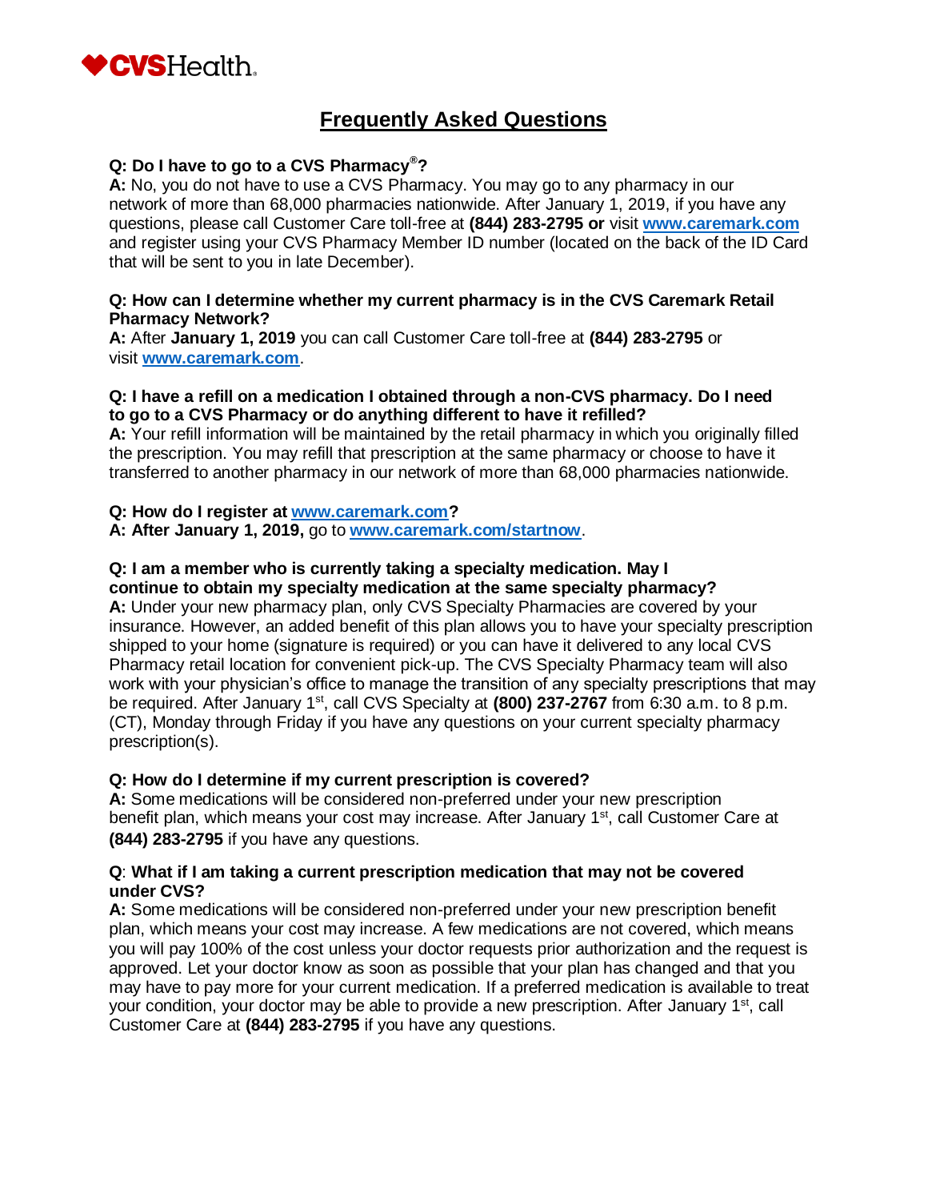CVSHealth

# Frequently Asked Questions

**Q: Do I have to go to a CVS Pharmacy®?**
**A:** No, you do not have to use a CVS Pharmacy. You may go to any pharmacy in our network of more than 68,000 pharmacies nationwide. After January 1, 2019, if you have any questions, please call Customer Care toll-free at **(844) 283-2795 or** visit **www.caremark.com** and register using your CVS Pharmacy Member ID number (located on the back of the ID Card that will be sent to you in late December).

**Q: How can I determine whether my current pharmacy is in the CVS Caremark Retail Pharmacy Network?**
**A:** After **January 1, 2019** you can call Customer Care toll-free at **(844) 283-2795** or visit **www.caremark.com**.

**Q: I have a refill on a medication I obtained through a non-CVS pharmacy. Do I need to go to a CVS Pharmacy or do anything different to have it refilled?**
**A:** Your refill information will be maintained by the retail pharmacy in which you originally filled the prescription. You may refill that prescription at the same pharmacy or choose to have it transferred to another pharmacy in our network of more than 68,000 pharmacies nationwide.

**Q: How do I register at www.caremark.com?**
**A: After January 1, 2019,** go to **www.caremark.com/startnow**.

**Q: I am a member who is currently taking a specialty medication. May I continue to obtain my specialty medication at the same specialty pharmacy?**
**A:** Under your new pharmacy plan, only CVS Specialty Pharmacies are covered by your insurance. However, an added benefit of this plan allows you to have your specialty prescription shipped to your home (signature is required) or you can have it delivered to any local CVS Pharmacy retail location for convenient pick-up. The CVS Specialty Pharmacy team will also work with your physician's office to manage the transition of any specialty prescriptions that may be required. After January 1st, call CVS Specialty at **(800) 237-2767** from 6:30 a.m. to 8 p.m. (CT), Monday through Friday if you have any questions on your current specialty pharmacy prescription(s).

**Q: How do I determine if my current prescription is covered?**
**A:** Some medications will be considered non-preferred under your new prescription benefit plan, which means your cost may increase. After January 1st, call Customer Care at **(844) 283-2795** if you have any questions.

**Q**: **What if I am taking a current prescription medication that may not be covered under CVS?**
**A:** Some medications will be considered non-preferred under your new prescription benefit plan, which means your cost may increase. A few medications are not covered, which means you will pay 100% of the cost unless your doctor requests prior authorization and the request is approved. Let your doctor know as soon as possible that your plan has changed and that you may have to pay more for your current medication. If a preferred medication is available to treat your condition, your doctor may be able to provide a new prescription. After January 1st, call Customer Care at **(844) 283-2795** if you have any questions.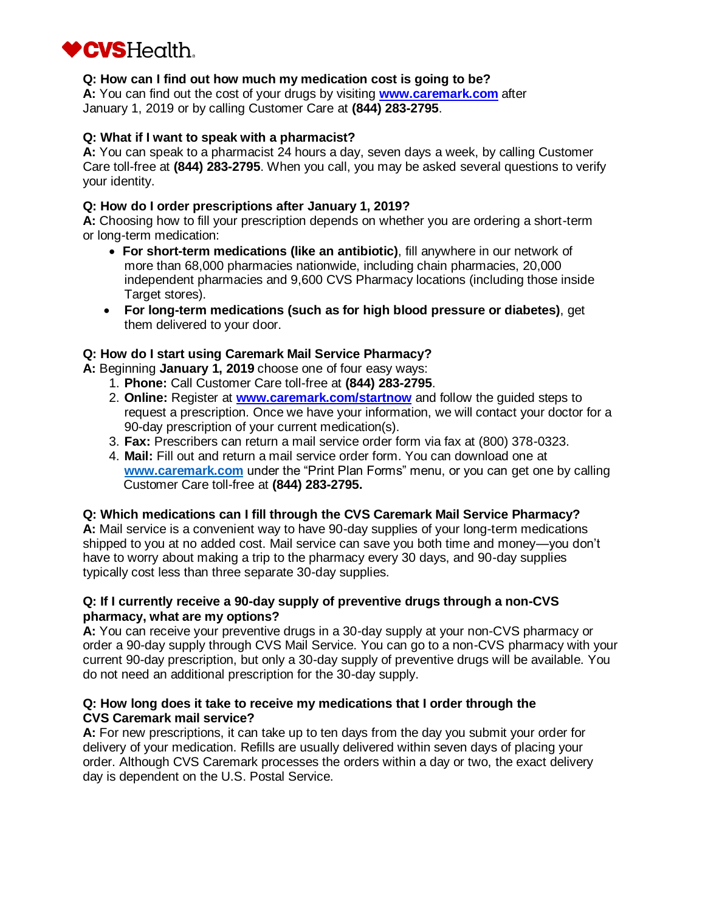**Q: How can I find out how much my medication cost is going to be?**
**A:** You can find out the cost of your drugs by visiting **www.caremark.com** after January 1, 2019 or by calling Customer Care at **(844) 283-2795**.

**Q: What if I want to speak with a pharmacist?**
**A:** You can speak to a pharmacist 24 hours a day, seven days a week, by calling Customer Care toll-free at **(844) 283-2795**. When you call, you may be asked several questions to verify your identity.

**Q: How do I order prescriptions after January 1, 2019?**
**A:** Choosing how to fill your prescription depends on whether you are ordering a short-term or long-term medication:

- **For short-term medications (like an antibiotic)**, fill anywhere in our network of more than 68,000 pharmacies nationwide, including chain pharmacies, 20,000 independent pharmacies and 9,600 CVS Pharmacy locations (including those inside Target stores).
- **For long-term medications (such as for high blood pressure or diabetes)**, get them delivered to your door.

**Q: How do I start using Caremark Mail Service Pharmacy?**
**A:** Beginning **January 1, 2019** choose one of four easy ways:

1. **Phone:** Call Customer Care toll-free at **(844) 283-2795**.
2. **Online:** Register at **www.caremark.com/startnow** and follow the guided steps to request a prescription. Once we have your information, we will contact your doctor for a 90-day prescription of your current medication(s).
3. **Fax:** Prescribers can return a mail service order form via fax at (800) 378-0323.
4. **Mail:** Fill out and return a mail service order form. You can download one at **www.caremark.com** under the "Print Plan Forms" menu, or you can get one by calling Customer Care toll-free at **(844) 283-2795.**

**Q: Which medications can I fill through the CVS Caremark Mail Service Pharmacy?**
**A:** Mail service is a convenient way to have 90-day supplies of your long-term medications shipped to you at no added cost. Mail service can save you both time and money—you don't have to worry about making a trip to the pharmacy every 30 days, and 90-day supplies typically cost less than three separate 30-day supplies.

**Q: If I currently receive a 90-day supply of preventive drugs through a non-CVS pharmacy, what are my options?**
**A:** You can receive your preventive drugs in a 30-day supply at your non-CVS pharmacy or order a 90-day supply through CVS Mail Service. You can go to a non-CVS pharmacy with your current 90-day prescription, but only a 30-day supply of preventive drugs will be available. You do not need an additional prescription for the 30-day supply.

**Q: How long does it take to receive my medications that I order through the CVS Caremark mail service?**
**A:** For new prescriptions, it can take up to ten days from the day you submit your order for delivery of your medication. Refills are usually delivered within seven days of placing your order. Although CVS Caremark processes the orders within a day or two, the exact delivery day is dependent on the U.S. Postal Service.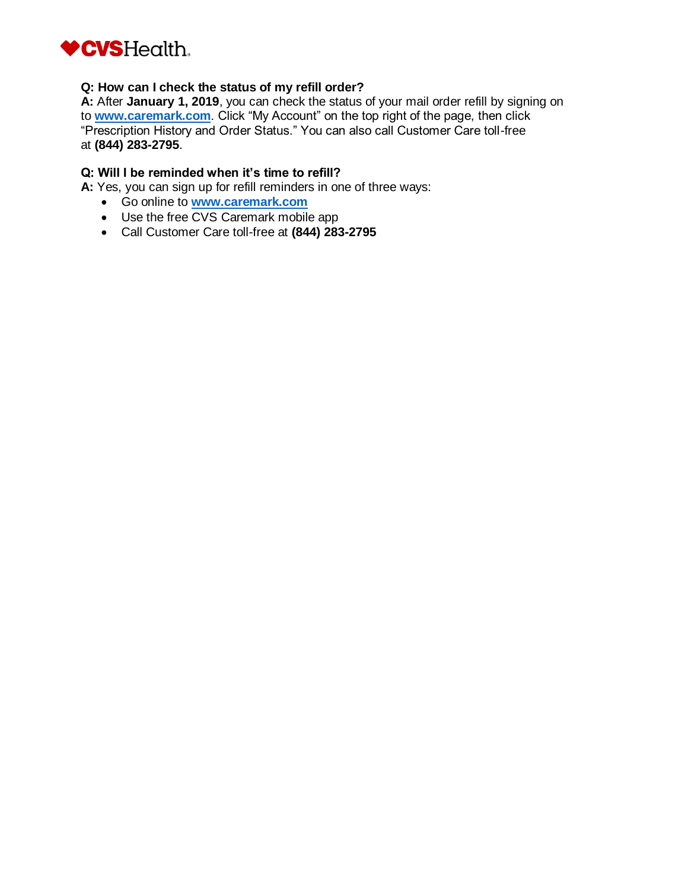**Q: How can I check the status of my refill order?**
**A:** After **January 1, 2019**, you can check the status of your mail order refill by signing on to **www.caremark.com**. Click "My Account" on the top right of the page, then click "Prescription History and Order Status." You can also call Customer Care toll-free at **(844) 283-2795**.

**Q: Will I be reminded when it's time to refill?**
**A:** Yes, you can sign up for refill reminders in one of three ways:

- Go online to **www.caremark.com**
- Use the free CVS Caremark mobile app
- Call Customer Care toll-free at **(844) 283-2795**